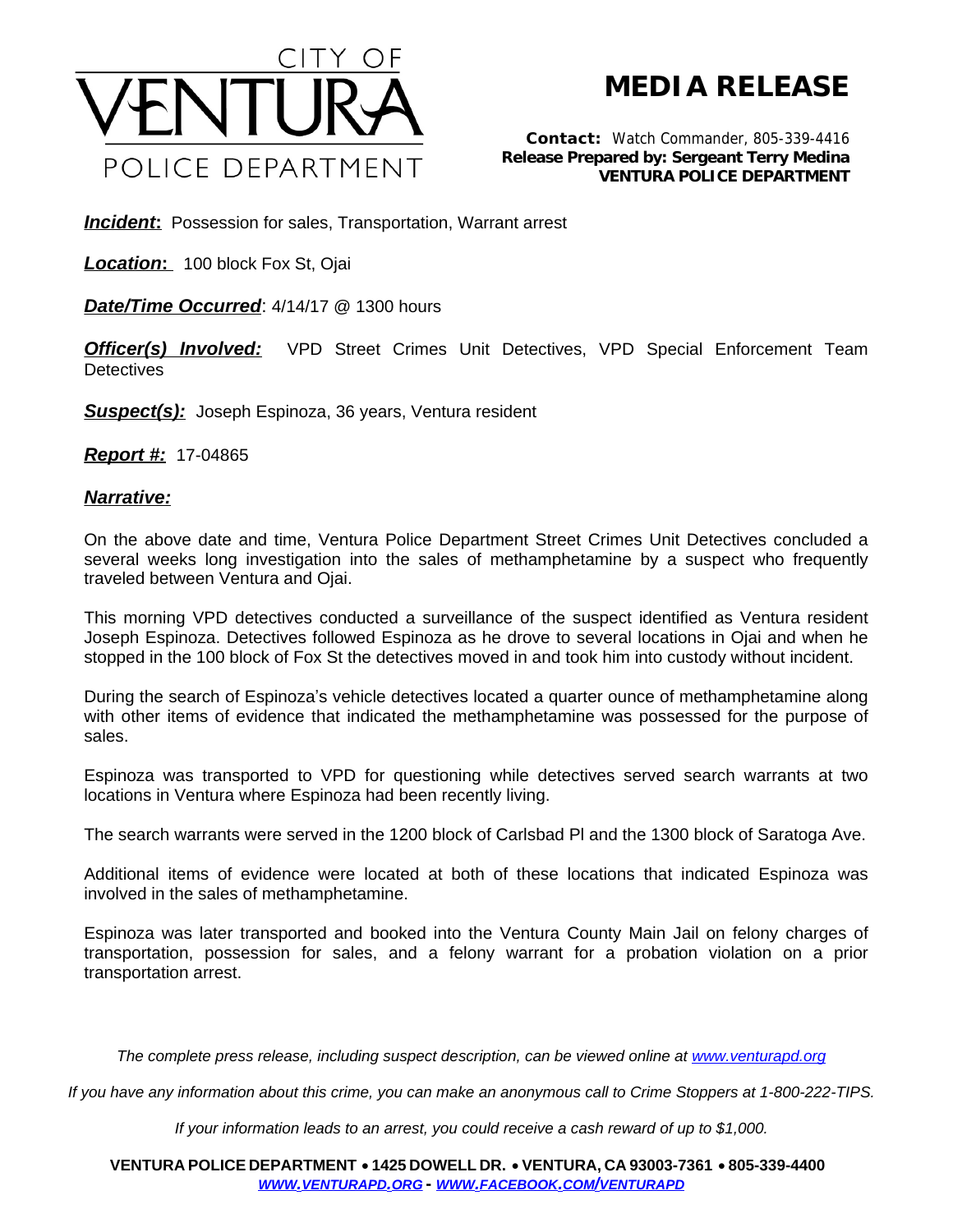CITY OF VENTURA POLICE DEPARTMENT

# MEDIA RELEASE

**Contact:** Watch Commander, 805-339-4416
**Release Prepared by: Sergeant Terry Medina**
**VENTURA POLICE DEPARTMENT**

***Incident*:** Possession for sales, Transportation, Warrant arrest

***Location*:** 100 block Fox St, Ojai

***Date/Time Occurred***: 4/14/17 @ 1300 hours

***Officer(s) Involved:*** VPD Street Crimes Unit Detectives, VPD Special Enforcement Team Detectives

***Suspect(s):*** Joseph Espinoza, 36 years, Ventura resident

***Report #:*** 17-04865

***Narrative:***

On the above date and time, Ventura Police Department Street Crimes Unit Detectives concluded a several weeks long investigation into the sales of methamphetamine by a suspect who frequently traveled between Ventura and Ojai.

This morning VPD detectives conducted a surveillance of the suspect identified as Ventura resident Joseph Espinoza. Detectives followed Espinoza as he drove to several locations in Ojai and when he stopped in the 100 block of Fox St the detectives moved in and took him into custody without incident.

During the search of Espinoza's vehicle detectives located a quarter ounce of methamphetamine along with other items of evidence that indicated the methamphetamine was possessed for the purpose of sales.

Espinoza was transported to VPD for questioning while detectives served search warrants at two locations in Ventura where Espinoza had been recently living.

The search warrants were served in the 1200 block of Carlsbad Pl and the 1300 block of Saratoga Ave.

Additional items of evidence were located at both of these locations that indicated Espinoza was involved in the sales of methamphetamine.

Espinoza was later transported and booked into the Ventura County Main Jail on felony charges of transportation, possession for sales, and a felony warrant for a probation violation on a prior transportation arrest.

*The complete press release, including suspect description, can be viewed online at www.venturapd.org*

*If you have any information about this crime, you can make an anonymous call to Crime Stoppers at 1-800-222-TIPS.*

*If your information leads to an arrest, you could receive a cash reward of up to $1,000.*

**VENTURA POLICE DEPARTMENT • 1425 DOWELL DR. • VENTURA, CA 93003-7361 • 805-339-4400**
*WWW.VENTURAPD.ORG - WWW.FACEBOOK.COM/VENTURAPD*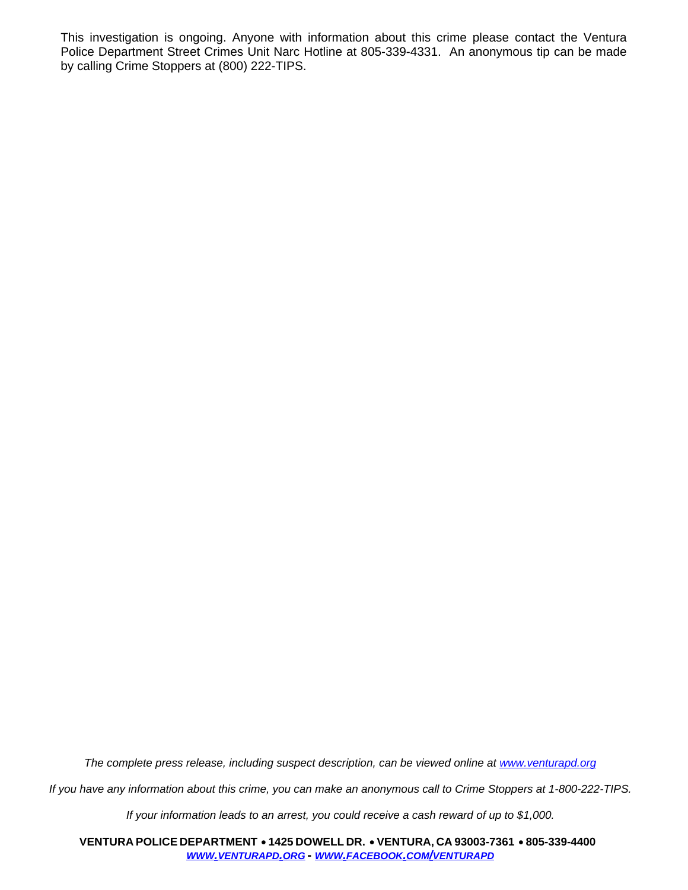This investigation is ongoing. Anyone with information about this crime please contact the Ventura Police Department Street Crimes Unit Narc Hotline at 805-339-4331. An anonymous tip can be made by calling Crime Stoppers at (800) 222-TIPS.

*The complete press release, including suspect description, can be viewed online at [www.venturapd.org](http://www.venturapd.org)*

*If you have any information about this crime, you can make an anonymous call to Crime Stoppers at 1-800-222-TIPS.*

*If your information leads to an arrest, you could receive a cash reward of up to $1,000.*

**VENTURA POLICE DEPARTMENT • 1425 DOWELL DR. • VENTURA, CA 93003-7361 • 805-339-4400**
***[WWW.VENTURAPD.ORG](http://www.venturapd.org) - [WWW.FACEBOOK.COM/VENTURAPD](http://www.facebook.com/venturapd)***